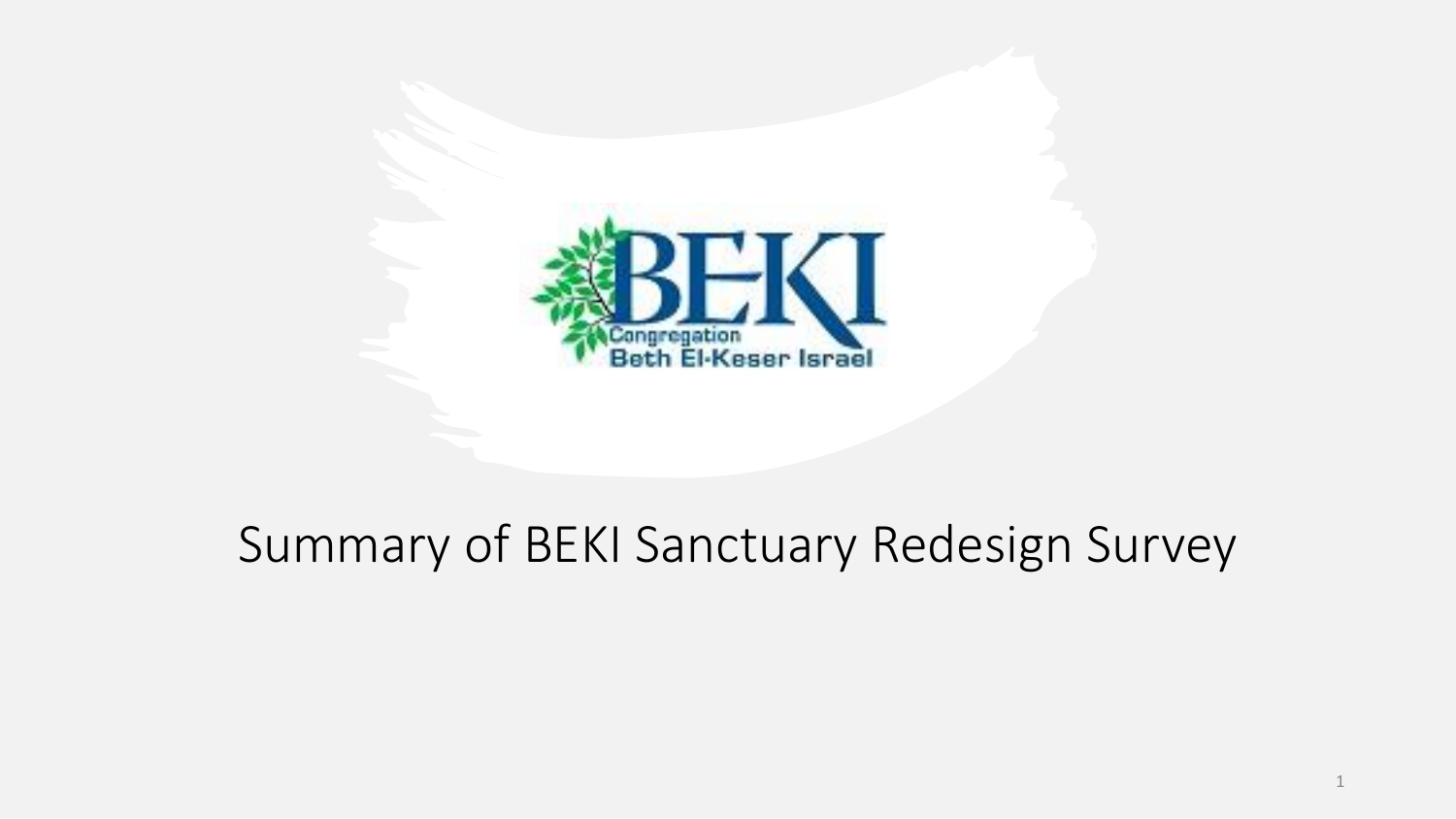BEKI

Congregation Beth El-Keser Israel

# Summary of BEKI Sanctuary Redesign Survey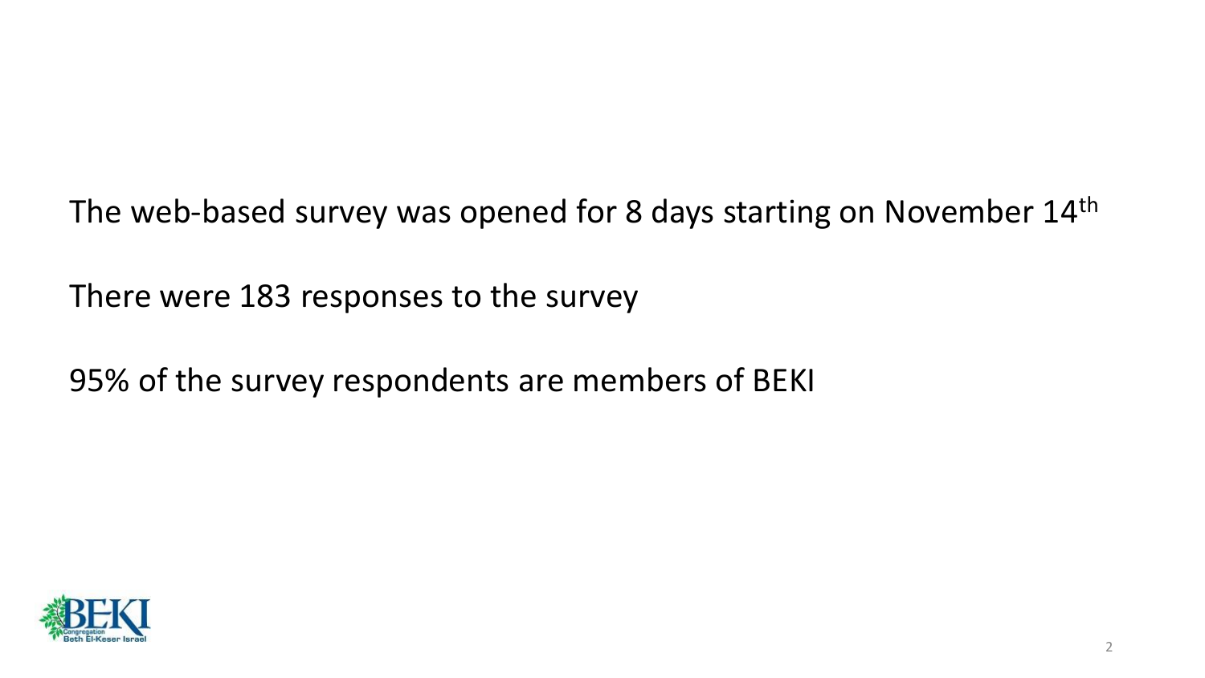The web-based survey was opened for 8 days starting on November 14th

There were 183 responses to the survey

95% of the survey respondents are members of BEKI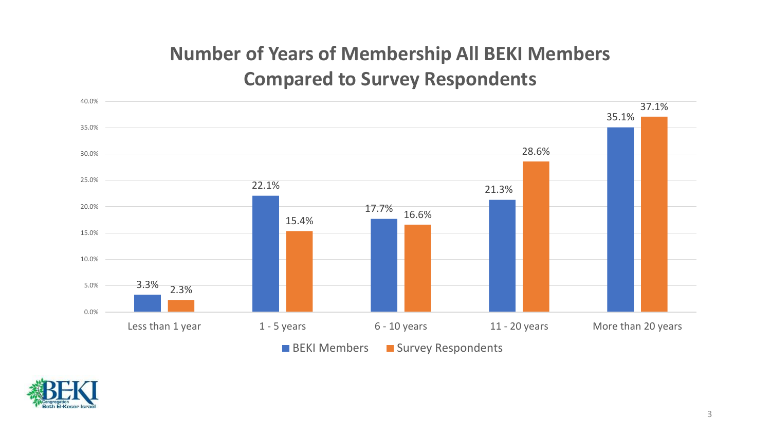# Number of Years of Membership All BEKI Members Compared to Survey Respondents

| | BEKI Members | Survey Respondents |
|---|---|---|
| Less than 1 year | 3.3% | 2.3% |
| 1 - 5 years | 22.1% | 15.4% |
| 6 - 10 years | 17.7% | 16.6% |
| 11 - 20 years | 21.3% | 28.6% |
| More than 20 years | 35.1% | 37.1% |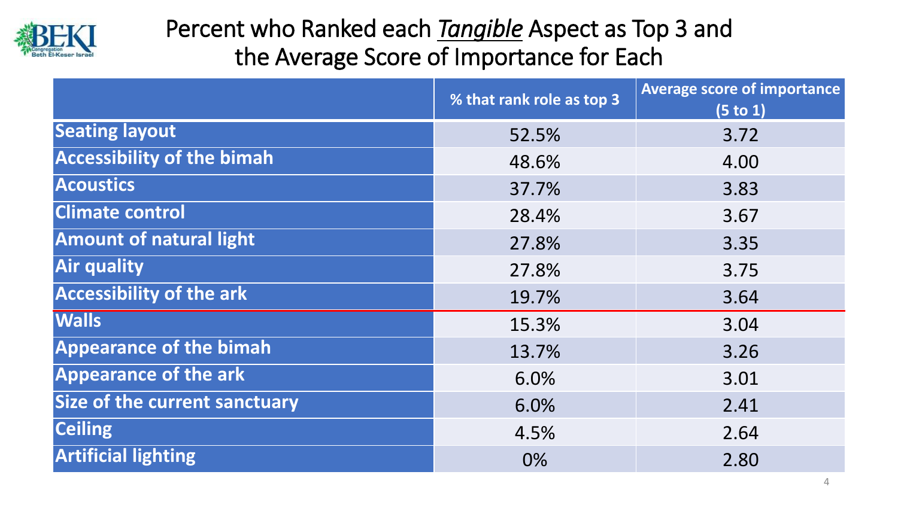# Percent who Ranked each *Tangible* Aspect as Top 3 and the Average Score of Importance for Each

| | % that rank role as top 3 | Average score of importance (5 to 1) |
|---|---|---|
| **Seating layout** | 52.5% | 3.72 |
| **Accessibility of the bimah** | 48.6% | 4.00 |
| **Acoustics** | 37.7% | 3.83 |
| **Climate control** | 28.4% | 3.67 |
| **Amount of natural light** | 27.8% | 3.35 |
| **Air quality** | 27.8% | 3.75 |
| **Accessibility of the ark** | 19.7% | 3.64 |
| **Walls** | 15.3% | 3.04 |
| **Appearance of the bimah** | 13.7% | 3.26 |
| **Appearance of the ark** | 6.0% | 3.01 |
| **Size of the current sanctuary** | 6.0% | 2.41 |
| **Ceiling** | 4.5% | 2.64 |
| **Artificial lighting** | 0% | 2.80 |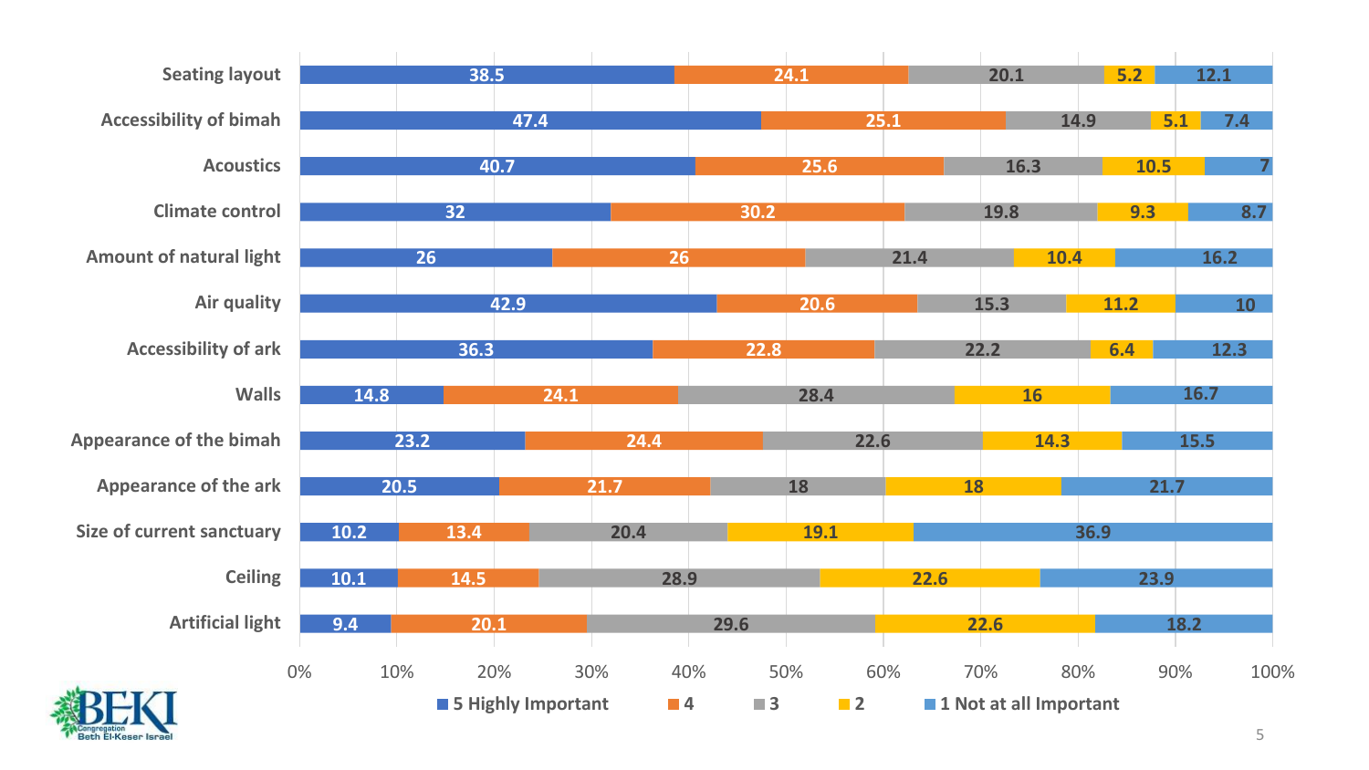| | 5 Highly Important | 4 | 3 | 2 | 1 Not at all Important |
|---|---|---|---|---|---|
| Seating layout | 38.5 | 24.1 | 20.1 | 5.2 | 12.1 |
| Accessibility of bimah | 47.4 | 25.1 | 14.9 | 5.1 | 7.4 |
| Acoustics | 40.7 | 25.6 | 16.3 | 10.5 | 7 |
| Climate control | 32 | 30.2 | 19.8 | 9.3 | 8.7 |
| Amount of natural light | 26 | 26 | 21.4 | 10.4 | 16.2 |
| Air quality | 42.9 | 20.6 | 15.3 | 11.2 | 10 |
| Accessibility of ark | 36.3 | 22.8 | 22.2 | 6.4 | 12.3 |
| Walls | 14.8 | 24.1 | 28.4 | 16 | 16.7 |
| Appearance of the bimah | 23.2 | 24.4 | 22.6 | 14.3 | 15.5 |
| Appearance of the ark | 20.5 | 21.7 | 18 | 18 | 21.7 |
| Size of current sanctuary | 10.2 | 13.4 | 20.4 | 19.1 | 36.9 |
| Ceiling | 10.1 | 14.5 | 28.9 | 22.6 | 23.9 |
| Artificial light | 9.4 | 20.1 | 29.6 | 22.6 | 18.2 |

BEKI Congregation Beth El-Keser Israel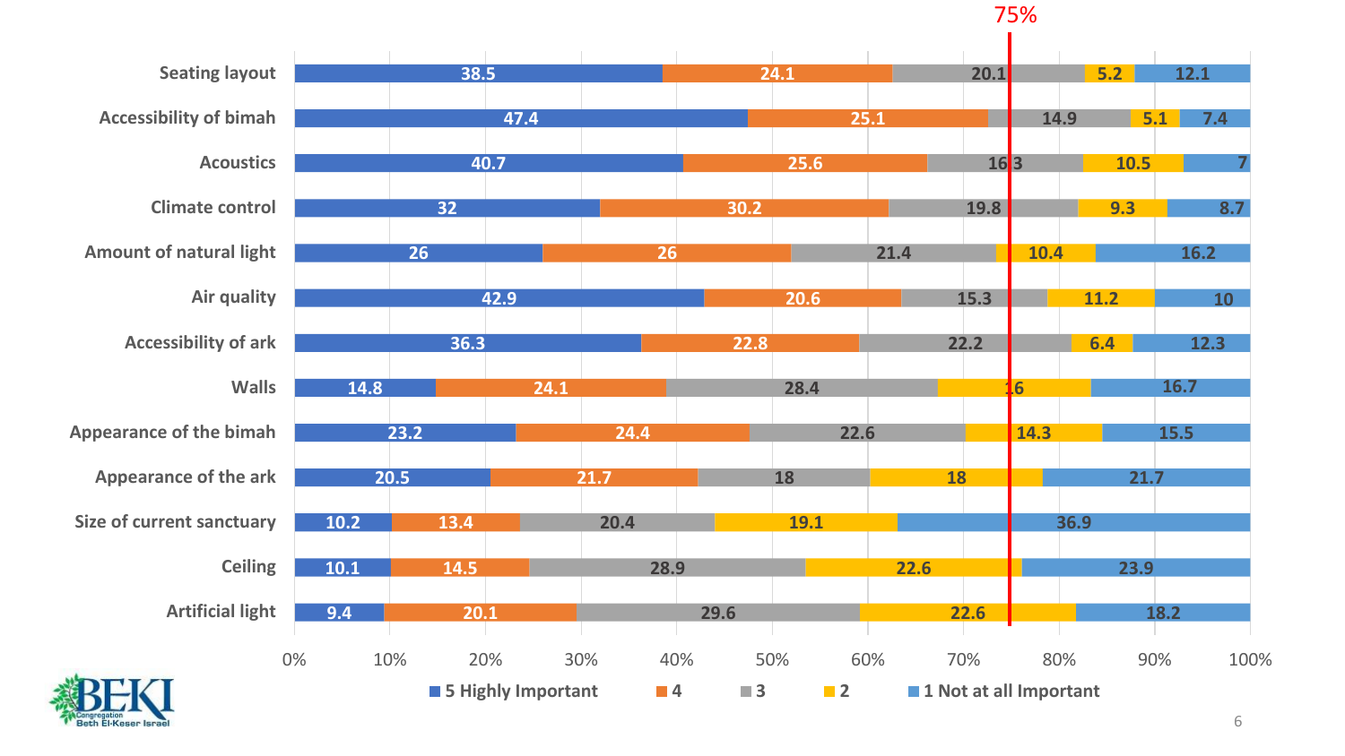75%

| | 5 Highly Important | 4 | 3 | 2 | 1 Not at all Important |
|---|---|---|---|---|---|
| Seating layout | 38.5 | 24.1 | 20.1 | 5.2 | 12.1 |
| Accessibility of bimah | 47.4 | 25.1 | 14.9 | 5.1 | 7.4 |
| Acoustics | 40.7 | 25.6 | 16.3 | 10.5 | 7 |
| Climate control | 32 | 30.2 | 19.8 | 9.3 | 8.7 |
| Amount of natural light | 26 | 26 | 21.4 | 10.4 | 16.2 |
| Air quality | 42.9 | 20.6 | 15.3 | 11.2 | 10 |
| Accessibility of ark | 36.3 | 22.8 | 22.2 | 6.4 | 12.3 |
| Walls | 14.8 | 24.1 | 28.4 | 16 | 16.7 |
| Appearance of the bimah | 23.2 | 24.4 | 22.6 | 14.3 | 15.5 |
| Appearance of the ark | 20.5 | 21.7 | 18 | 18 | 21.7 |
| Size of current sanctuary | 10.2 | 13.4 | 20.4 | 19.1 | 36.9 |
| Ceiling | 10.1 | 14.5 | 28.9 | 22.6 | 23.9 |
| Artificial light | 9.4 | 20.1 | 29.6 | 22.6 | 18.2 |

BEKI Congregation Beth El-Keser Israel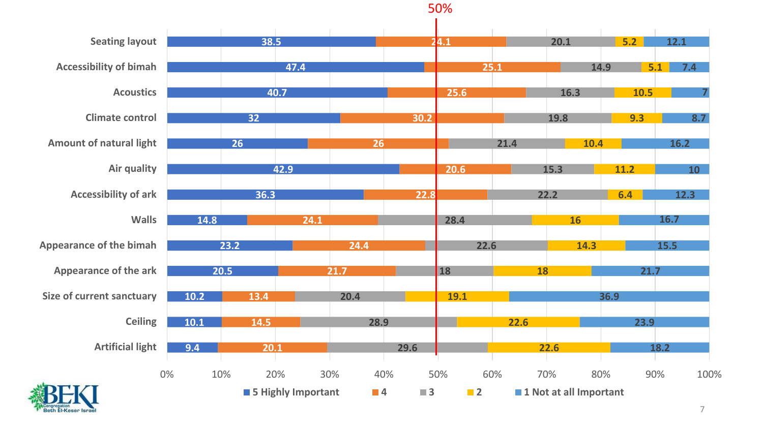50%

| | 5 Highly Important | 4 | 3 | 2 | 1 Not at all Important |
|---|---|---|---|---|---|
| Seating layout | 38.5 | 24.1 | 20.1 | 5.2 | 12.1 |
| Accessibility of bimah | 47.4 | 25.1 | 14.9 | 5.1 | 7.4 |
| Acoustics | 40.7 | 25.6 | 16.3 | 10.5 | 7 |
| Climate control | 32 | 30.2 | 19.8 | 9.3 | 8.7 |
| Amount of natural light | 26 | 26 | 21.4 | 10.4 | 16.2 |
| Air quality | 42.9 | 20.6 | 15.3 | 11.2 | 10 |
| Accessibility of ark | 36.3 | 22.8 | 22.2 | 6.4 | 12.3 |
| Walls | 14.8 | 24.1 | 28.4 | 16 | 16.7 |
| Appearance of the bimah | 23.2 | 24.4 | 22.6 | 14.3 | 15.5 |
| Appearance of the ark | 20.5 | 21.7 | 18 | 18 | 21.7 |
| Size of current sanctuary | 10.2 | 13.4 | 20.4 | 19.1 | 36.9 |
| Ceiling | 10.1 | 14.5 | 28.9 | 22.6 | 23.9 |
| Artificial light | 9.4 | 20.1 | 29.6 | 22.6 | 18.2 |

BEKI Congregation Beth El-Keser Israel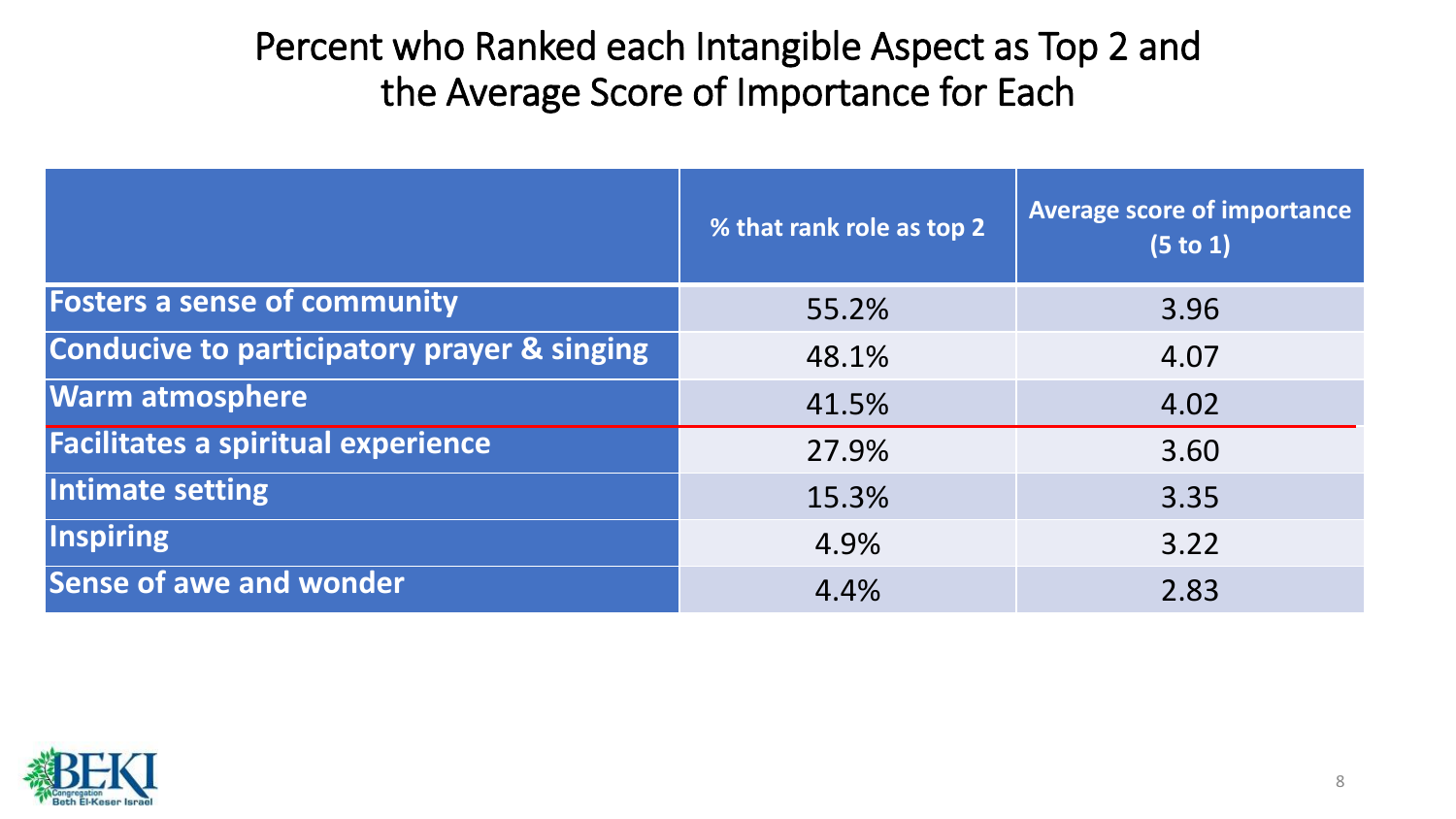# Percent who Ranked each Intangible Aspect as Top 2 and the Average Score of Importance for Each

| | % that rank role as top 2 | Average score of importance (5 to 1) |
|---|---|---|
| **Fosters a sense of community** | 55.2% | 3.96 |
| **Conducive to participatory prayer & singing** | 48.1% | 4.07 |
| **Warm atmosphere** | 41.5% | 4.02 |
| **Facilitates a spiritual experience** | 27.9% | 3.60 |
| **Intimate setting** | 15.3% | 3.35 |
| **Inspiring** | 4.9% | 3.22 |
| **Sense of awe and wonder** | 4.4% | 2.83 |

BEKI Congregation Beth El-Keser Israel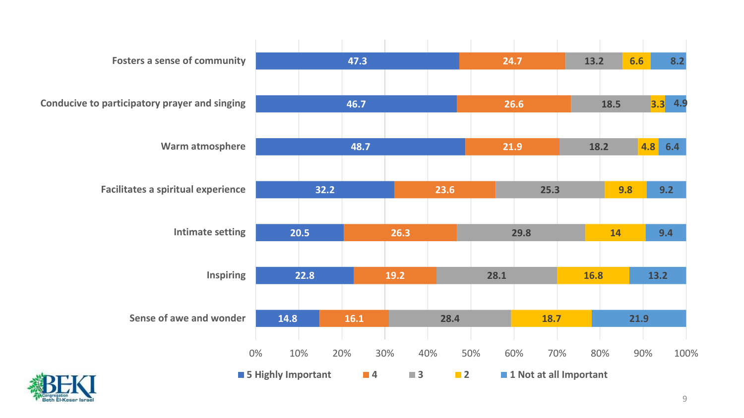| | 5 Highly Important | 4 | 3 | 2 | 1 Not at all Important |
|---|---|---|---|---|---|
| Fosters a sense of community | 47.3 | 24.7 | 13.2 | 6.6 | 8.2 |
| Conducive to participatory prayer and singing | 46.7 | 26.6 | 18.5 | 3.3 | 4.9 |
| Warm atmosphere | 48.7 | 21.9 | 18.2 | 4.8 | 6.4 |
| Facilitates a spiritual experience | 32.2 | 23.6 | 25.3 | 9.8 | 9.2 |
| Intimate setting | 20.5 | 26.3 | 29.8 | 14 | 9.4 |
| Inspiring | 22.8 | 19.2 | 28.1 | 16.8 | 13.2 |
| Sense of awe and wonder | 14.8 | 16.1 | 28.4 | 18.7 | 21.9 |

BEKI Congregation Beth El-Keser Israel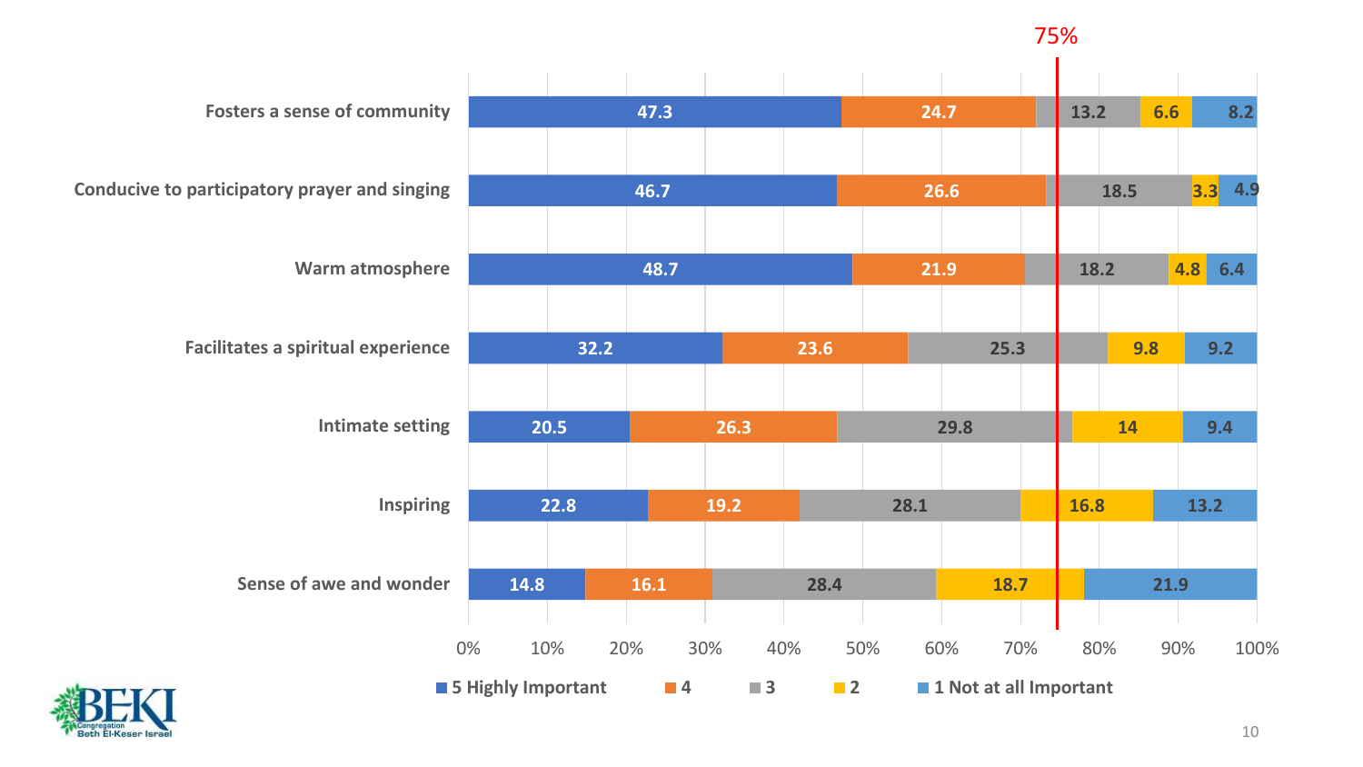| | 5 Highly Important | 4 | 3 | 2 | 1 Not at all Important |
|---|---|---|---|---|---|
| Fosters a sense of community | 47.3 | 24.7 | 13.2 | 6.6 | 8.2 |
| Conducive to participatory prayer and singing | 46.7 | 26.6 | 18.5 | 3.3 | 4.9 |
| Warm atmosphere | 48.7 | 21.9 | 18.2 | 4.8 | 6.4 |
| Facilitates a spiritual experience | 32.2 | 23.6 | 25.3 | 9.8 | 9.2 |
| Intimate setting | 20.5 | 26.3 | 29.8 | 14 | 9.4 |
| Inspiring | 22.8 | 19.2 | 28.1 | 16.8 | 13.2 |
| Sense of awe and wonder | 14.8 | 16.1 | 28.4 | 18.7 | 21.9 |

75%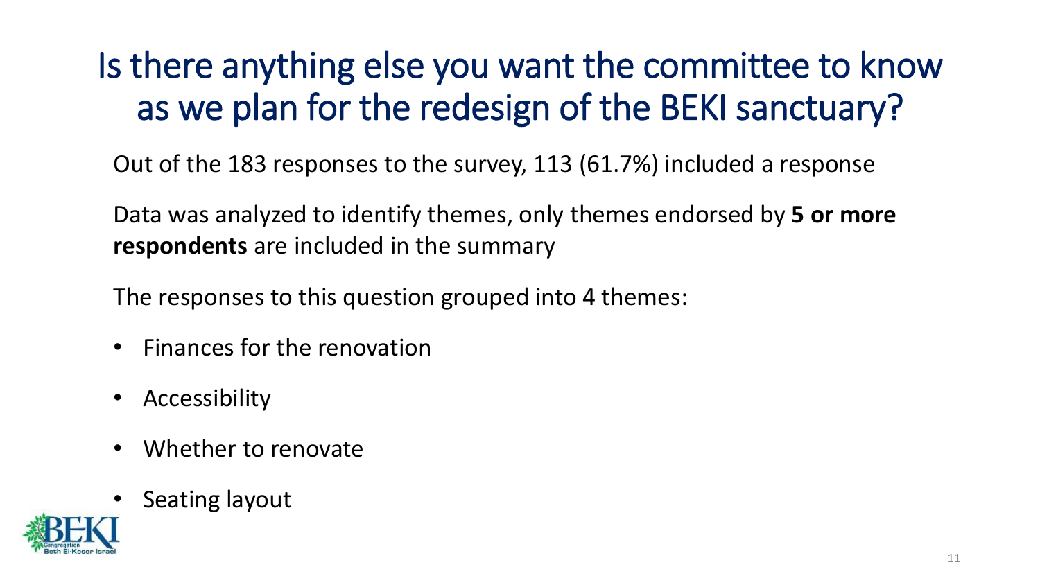# Is there anything else you want the committee to know as we plan for the redesign of the BEKI sanctuary?

Out of the 183 responses to the survey, 113 (61.7%) included a response

Data was analyzed to identify themes, only themes endorsed by **5 or more respondents** are included in the summary

The responses to this question grouped into 4 themes:

- Finances for the renovation
- Accessibility
- Whether to renovate
- Seating layout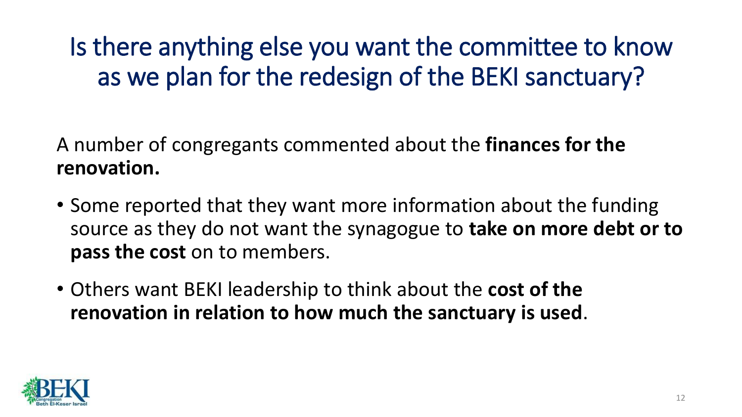# Is there anything else you want the committee to know as we plan for the redesign of the BEKI sanctuary?

A number of congregants commented about the **finances for the renovation.**

- Some reported that they want more information about the funding source as they do not want the synagogue to **take on more debt or to pass the cost** on to members.
- Others want BEKI leadership to think about the **cost of the renovation in relation to how much the sanctuary is used**.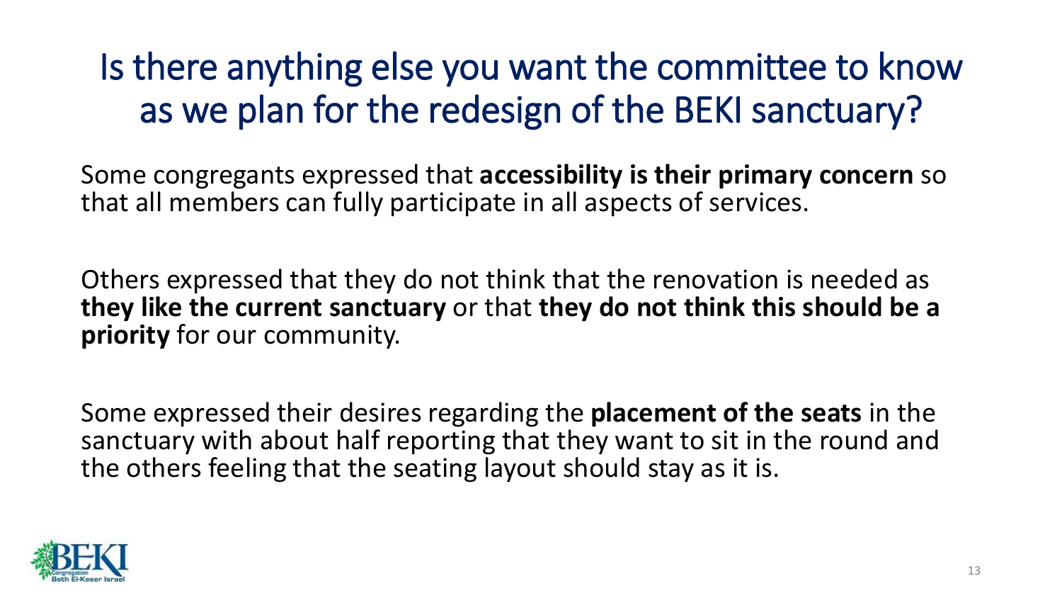# Is there anything else you want the committee to know as we plan for the redesign of the BEKI sanctuary?

Some congregants expressed that **accessibility is their primary concern** so that all members can fully participate in all aspects of services.

Others expressed that they do not think that the renovation is needed as **they like the current sanctuary** or that **they do not think this should be a priority** for our community.

Some expressed their desires regarding the **placement of the seats** in the sanctuary with about half reporting that they want to sit in the round and the others feeling that the seating layout should stay as it is.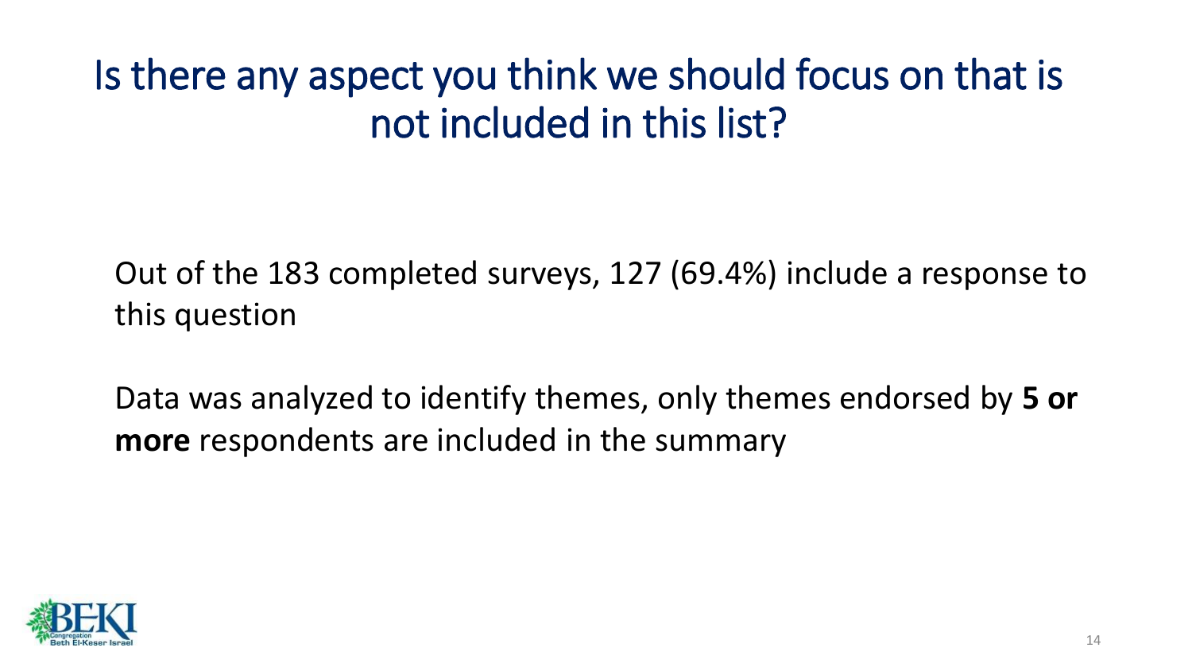# Is there any aspect you think we should focus on that is not included in this list?

Out of the 183 completed surveys, 127 (69.4%) include a response to this question

Data was analyzed to identify themes, only themes endorsed by **5 or more** respondents are included in the summary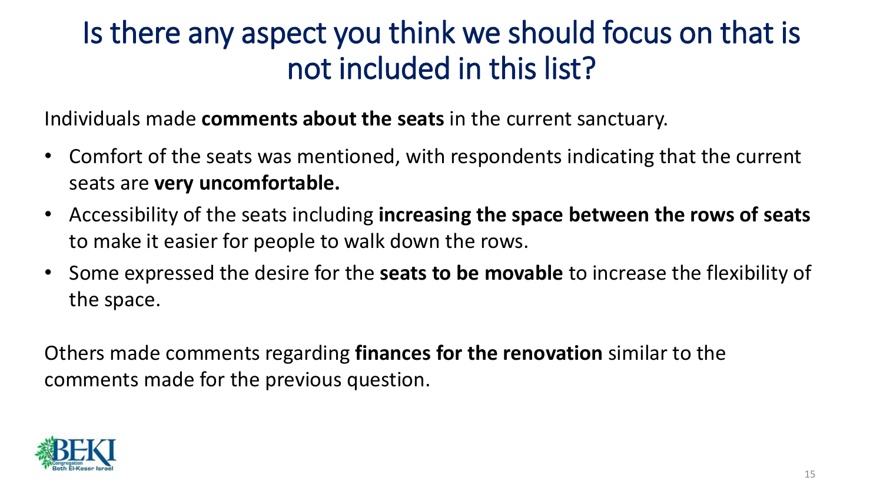# Is there any aspect you think we should focus on that is not included in this list?

Individuals made **comments about the seats** in the current sanctuary.

- Comfort of the seats was mentioned, with respondents indicating that the current seats are **very uncomfortable.**
- Accessibility of the seats including **increasing the space between the rows of seats** to make it easier for people to walk down the rows.
- Some expressed the desire for the **seats to be movable** to increase the flexibility of the space.

Others made comments regarding **finances for the renovation** similar to the comments made for the previous question.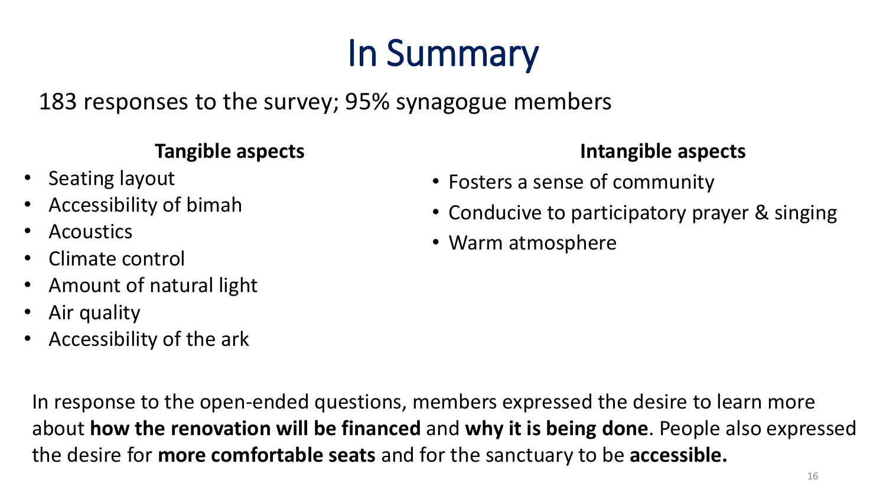# In Summary

183 responses to the survey; 95% synagogue members

**Tangible aspects**

- Seating layout
- Accessibility of bimah
- Acoustics
- Climate control
- Amount of natural light
- Air quality
- Accessibility of the ark

**Intangible aspects**

- Fosters a sense of community
- Conducive to participatory prayer & singing
- Warm atmosphere

In response to the open-ended questions, members expressed the desire to learn more about **how the renovation will be financed** and **why it is being done**. People also expressed the desire for **more comfortable seats** and for the sanctuary to be **accessible.**